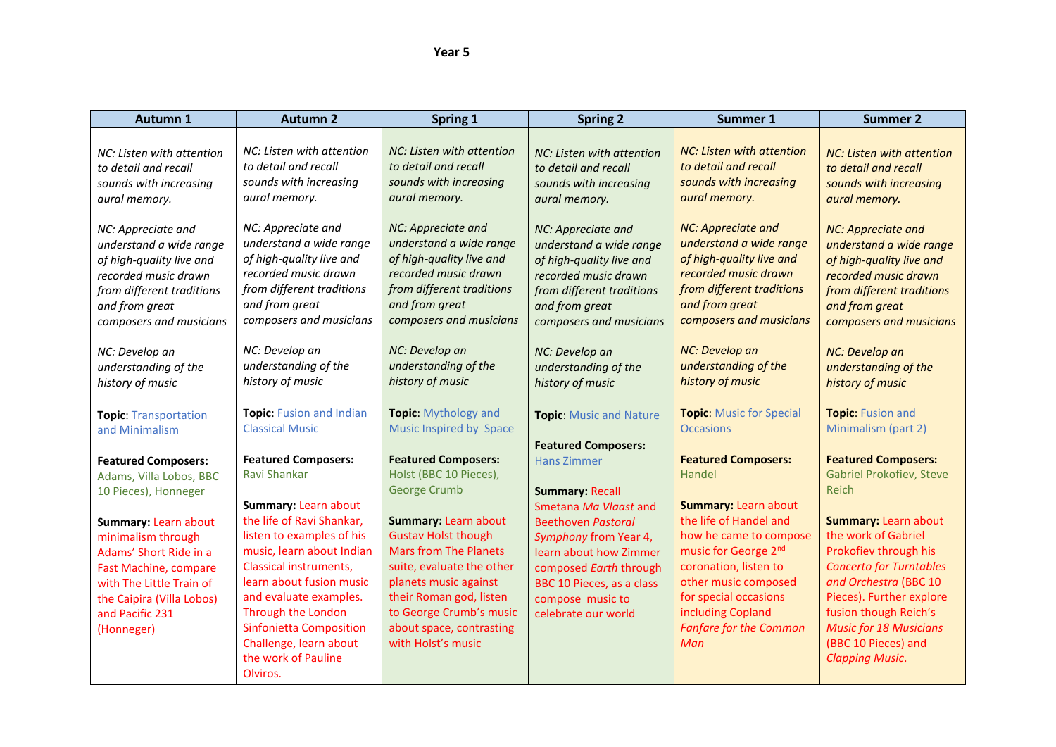**Year 5**

| Autumn 1 | Autumn 2 | Spring 1 | Spring 2 | Summer 1 | Summer 2 |
|---|---|---|---|---|---|
| *NC: Listen with attention to detail and recall sounds with increasing aural memory.*<br><br>*NC: Appreciate and understand a wide range of high-quality live and recorded music drawn from different traditions and from great composers and musicians*<br><br>*NC: Develop an understanding of the history of music*<br><br>**Topic**: Transportation and Minimalism<br><br>**Featured Composers:** Adams, Villa Lobos, BBC 10 Pieces), Honneger<br><br>**Summary:** Learn about minimalism through Adams' Short Ride in a Fast Machine, compare with The Little Train of the Caipira (Villa Lobos) and Pacific 231 (Honneger) | *NC: Listen with attention to detail and recall sounds with increasing aural memory.*<br><br>*NC: Appreciate and understand a wide range of high-quality live and recorded music drawn from different traditions and from great composers and musicians*<br><br>*NC: Develop an understanding of the history of music*<br><br>**Topic**: Fusion and Indian Classical Music<br><br>**Featured Composers:** Ravi Shankar<br><br>**Summary:** Learn about the life of Ravi Shankar, listen to examples of his music, learn about Indian Classical instruments, learn about fusion music and evaluate examples. Through the London Sinfonietta Composition Challenge, learn about the work of Pauline Olviros. | *NC: Listen with attention to detail and recall sounds with increasing aural memory.*<br><br>*NC: Appreciate and understand a wide range of high-quality live and recorded music drawn from different traditions and from great composers and musicians*<br><br>*NC: Develop an understanding of the history of music*<br><br>**Topic**: Mythology and Music Inspired by Space<br><br>**Featured Composers:** Holst (BBC 10 Pieces), George Crumb<br><br>**Summary:** Learn about Gustav Holst though Mars from The Planets suite, evaluate the other planets music against their Roman god, listen to George Crumb's music about space, contrasting with Holst's music | *NC: Listen with attention to detail and recall sounds with increasing aural memory.*<br><br>*NC: Appreciate and understand a wide range of high-quality live and recorded music drawn from different traditions and from great composers and musicians*<br><br>*NC: Develop an understanding of the history of music*<br><br>**Topic**: Music and Nature<br><br>**Featured Composers:** Hans Zimmer<br><br>**Summary:** Recall Smetana *Ma Vlaast* and Beethoven *Pastoral Symphony* from Year 4, learn about how Zimmer composed *Earth* through BBC 10 Pieces, as a class compose music to celebrate our world | *NC: Listen with attention to detail and recall sounds with increasing aural memory.*<br><br>*NC: Appreciate and understand a wide range of high-quality live and recorded music drawn from different traditions and from great composers and musicians*<br><br>*NC: Develop an understanding of the history of music*<br><br>**Topic**: Music for Special Occasions<br><br>**Featured Composers:** Handel<br><br>**Summary:** Learn about the life of Handel and how he came to compose music for George 2nd coronation, listen to other music composed for special occasions including Copland *Fanfare for the Common Man* | *NC: Listen with attention to detail and recall sounds with increasing aural memory.*<br><br>*NC: Appreciate and understand a wide range of high-quality live and recorded music drawn from different traditions and from great composers and musicians*<br><br>*NC: Develop an understanding of the history of music*<br><br>**Topic**: Fusion and Minimalism (part 2)<br><br>**Featured Composers:** Gabriel Prokofiev, Steve Reich<br><br>**Summary:** Learn about the work of Gabriel Prokofiev through his *Concerto for Turntables and Orchestra* (BBC 10 Pieces). Further explore fusion though Reich's *Music for 18 Musicians* (BBC 10 Pieces) and *Clapping Music*. |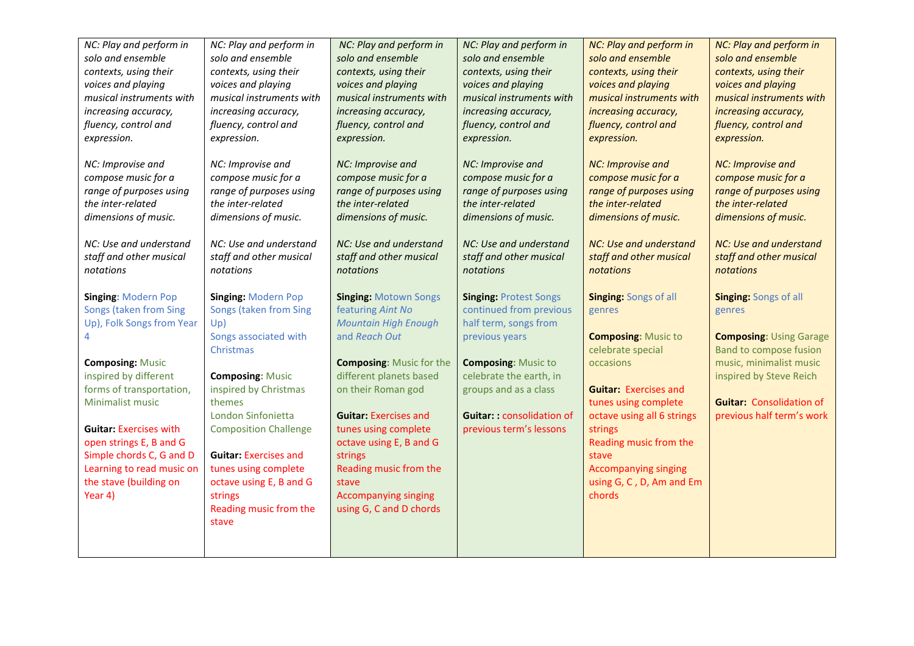| | | | | | |
|---|---|---|---|---|---|
| *NC: Play and perform in solo and ensemble contexts, using their voices and playing musical instruments with increasing accuracy, fluency, control and expression.*<br><br>*NC: Improvise and compose music for a range of purposes using the inter-related dimensions of music.*<br><br>*NC: Use and understand staff and other musical notations*<br><br>**Singing**: Modern Pop Songs (taken from Sing Up), Folk Songs from Year 4<br><br>**Composing**: Music inspired by different forms of transportation, Minimalist music<br><br>**Guitar:** Exercises with open strings E, B and G<br>Simple chords C, G and D<br>Learning to read music on the stave (building on Year 4) | *NC: Play and perform in solo and ensemble contexts, using their voices and playing musical instruments with increasing accuracy, fluency, control and expression.*<br><br>*NC: Improvise and compose music for a range of purposes using the inter-related dimensions of music.*<br><br>*NC: Use and understand staff and other musical notations*<br><br>**Singing:** Modern Pop Songs (taken from Sing Up)<br>Songs associated with Christmas<br><br>**Composing**: Music inspired by Christmas themes<br>London Sinfonietta Composition Challenge<br><br>**Guitar:** Exercises and tunes using complete octave using E, B and G strings<br>Reading music from the stave | *NC: Play and perform in solo and ensemble contexts, using their voices and playing musical instruments with increasing accuracy, fluency, control and expression.*<br><br>*NC: Improvise and compose music for a range of purposes using the inter-related dimensions of music.*<br><br>*NC: Use and understand staff and other musical notations*<br><br>**Singing:** Motown Songs featuring *Aint No Mountain High Enough* and *Reach Out*<br><br>**Composing**: Music for the different planets based on their Roman god<br><br>**Guitar:** Exercises and tunes using complete octave using E, B and G strings<br>Reading music from the stave<br>Accompanying singing using G, C and D chords | *NC: Play and perform in solo and ensemble contexts, using their voices and playing musical instruments with increasing accuracy, fluency, control and expression.*<br><br>*NC: Improvise and compose music for a range of purposes using the inter-related dimensions of music.*<br><br>*NC: Use and understand staff and other musical notations*<br><br>**Singing:** Protest Songs continued from previous half term, songs from previous years<br><br>**Composing**: Music to celebrate the earth, in groups and as a class<br><br>**Guitar: :** consolidation of previous term's lessons | *NC: Play and perform in solo and ensemble contexts, using their voices and playing musical instruments with increasing accuracy, fluency, control and expression.*<br><br>*NC: Improvise and compose music for a range of purposes using the inter-related dimensions of music.*<br><br>*NC: Use and understand staff and other musical notations*<br><br>**Singing:** Songs of all genres<br><br>**Composing**: Music to celebrate special occasions<br><br>**Guitar:** Exercises and tunes using complete octave using all 6 strings<br>Reading music from the stave<br>Accompanying singing using G, C , D, Am and Em chords | *NC: Play and perform in solo and ensemble contexts, using their voices and playing musical instruments with increasing accuracy, fluency, control and expression.*<br><br>*NC: Improvise and compose music for a range of purposes using the inter-related dimensions of music.*<br><br>*NC: Use and understand staff and other musical notations*<br><br>**Singing:** Songs of all genres<br><br>**Composing**: Using Garage Band to compose fusion music, minimalist music inspired by Steve Reich<br><br>**Guitar:** Consolidation of previous half term's work |